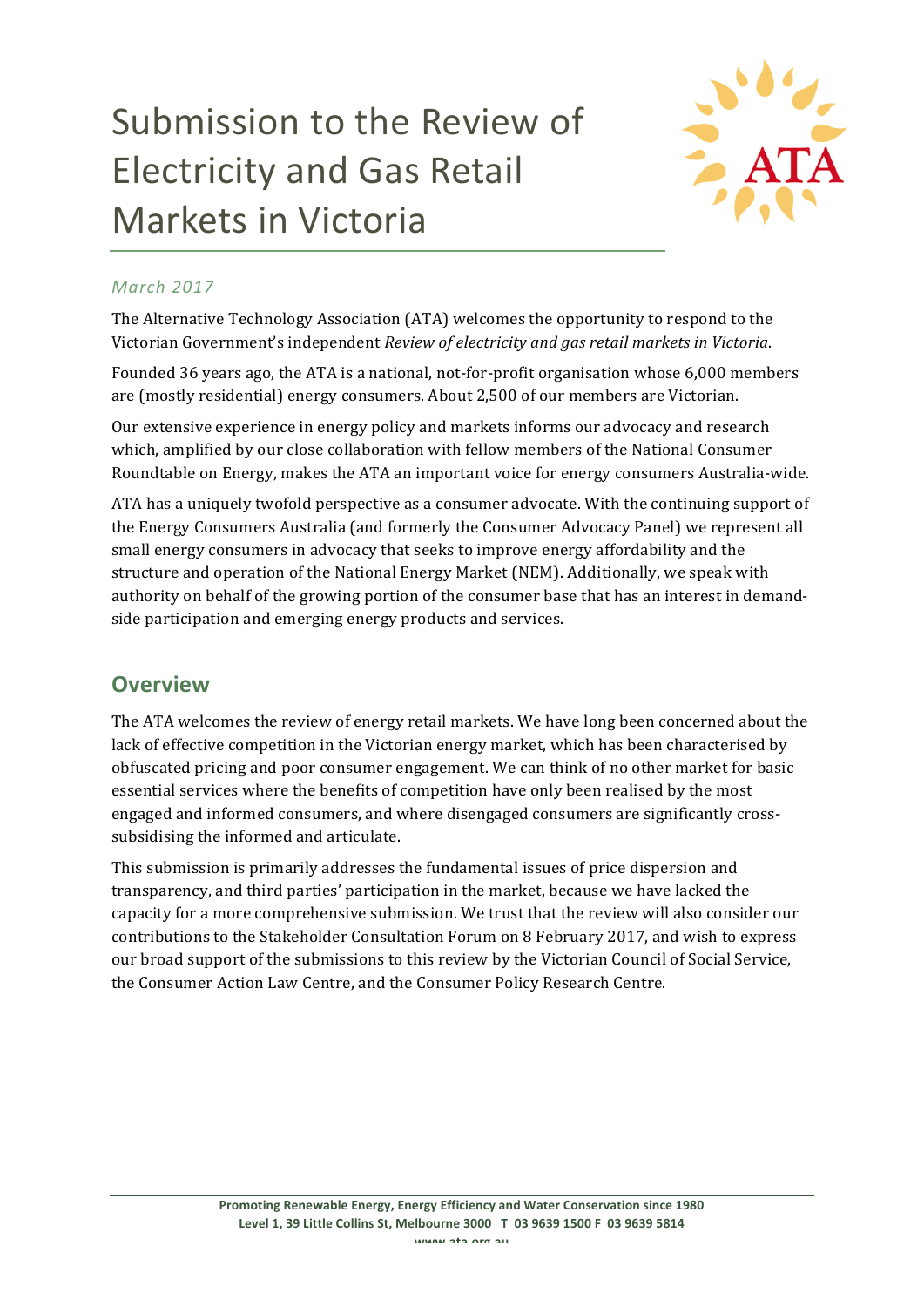# Submission to the Review of Electricity and Gas Retail Markets in Victoria

*March 2017*

The Alternative Technology Association (ATA) welcomes the opportunity to respond to the Victorian Government's independent *Review of electricity and gas retail markets in Victoria*.

Founded 36 years ago, the ATA is a national, not-for-profit organisation whose 6,000 members are (mostly residential) energy consumers. About 2,500 of our members are Victorian.

Our extensive experience in energy policy and markets informs our advocacy and research which, amplified by our close collaboration with fellow members of the National Consumer Roundtable on Energy, makes the ATA an important voice for energy consumers Australia-wide.

ATA has a uniquely twofold perspective as a consumer advocate. With the continuing support of the Energy Consumers Australia (and formerly the Consumer Advocacy Panel) we represent all small energy consumers in advocacy that seeks to improve energy affordability and the structure and operation of the National Energy Market (NEM). Additionally, we speak with authority on behalf of the growing portion of the consumer base that has an interest in demand-side participation and emerging energy products and services.

## Overview

The ATA welcomes the review of energy retail markets. We have long been concerned about the lack of effective competition in the Victorian energy market, which has been characterised by obfuscated pricing and poor consumer engagement. We can think of no other market for basic essential services where the benefits of competition have only been realised by the most engaged and informed consumers, and where disengaged consumers are significantly cross-subsidising the informed and articulate.

This submission is primarily addresses the fundamental issues of price dispersion and transparency, and third parties' participation in the market, because we have lacked the capacity for a more comprehensive submission. We trust that the review will also consider our contributions to the Stakeholder Consultation Forum on 8 February 2017, and wish to express our broad support of the submissions to this review by the Victorian Council of Social Service, the Consumer Action Law Centre, and the Consumer Policy Research Centre.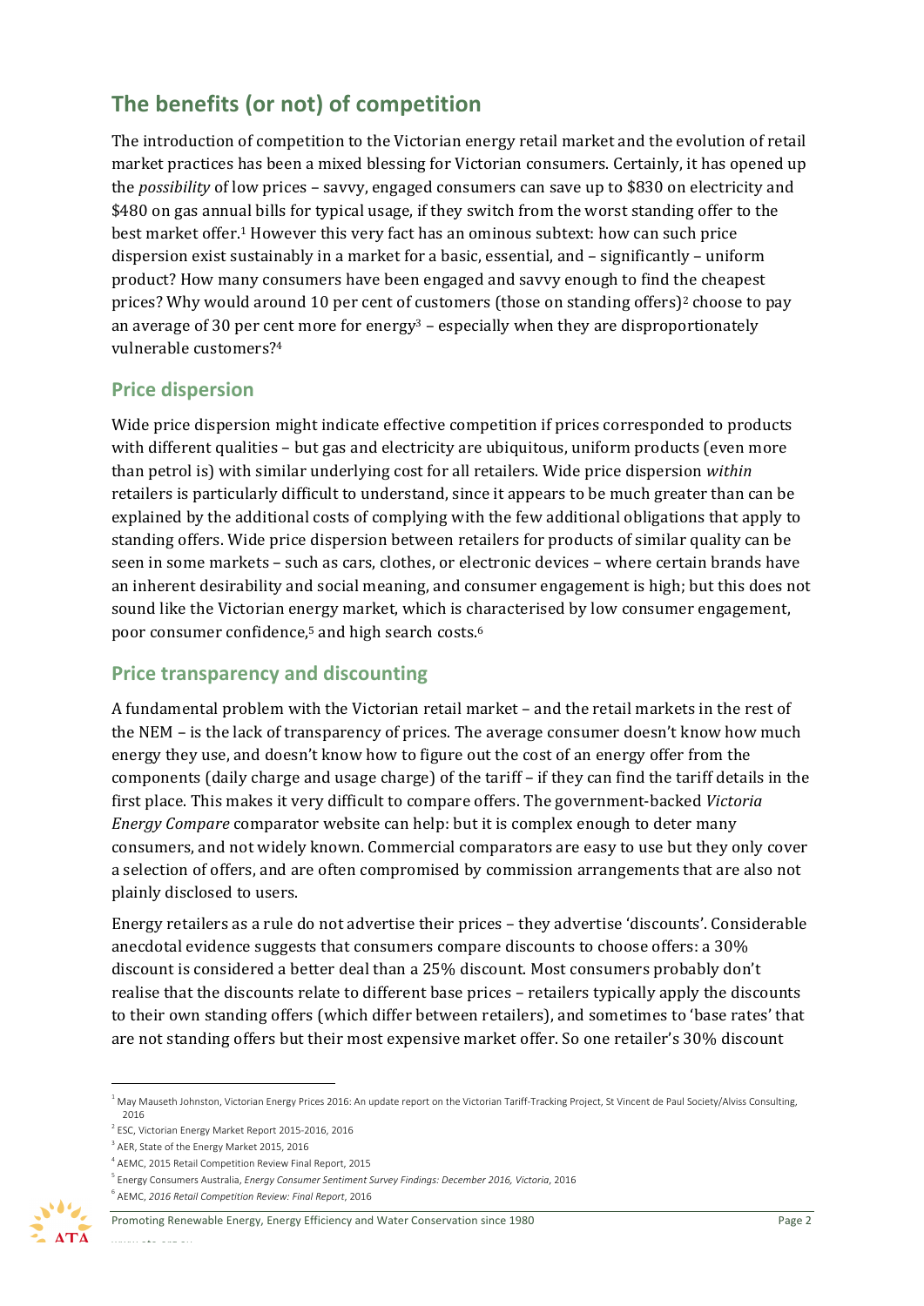## The benefits (or not) of competition

The introduction of competition to the Victorian energy retail market and the evolution of retail market practices has been a mixed blessing for Victorian consumers. Certainly, it has opened up the *possibility* of low prices – savvy, engaged consumers can save up to $830 on electricity and $480 on gas annual bills for typical usage, if they switch from the worst standing offer to the best market offer.[1] However this very fact has an ominous subtext: how can such price dispersion exist sustainably in a market for a basic, essential, and – significantly – uniform product? How many consumers have been engaged and savvy enough to find the cheapest prices? Why would around 10 per cent of customers (those on standing offers)[2] choose to pay an average of 30 per cent more for energy[3] – especially when they are disproportionately vulnerable customers?[4]

### Price dispersion

Wide price dispersion might indicate effective competition if prices corresponded to products with different qualities – but gas and electricity are ubiquitous, uniform products (even more than petrol is) with similar underlying cost for all retailers. Wide price dispersion *within* retailers is particularly difficult to understand, since it appears to be much greater than can be explained by the additional costs of complying with the few additional obligations that apply to standing offers. Wide price dispersion between retailers for products of similar quality can be seen in some markets – such as cars, clothes, or electronic devices – where certain brands have an inherent desirability and social meaning, and consumer engagement is high; but this does not sound like the Victorian energy market, which is characterised by low consumer engagement, poor consumer confidence,[5] and high search costs.[6]

### Price transparency and discounting

A fundamental problem with the Victorian retail market – and the retail markets in the rest of the NEM – is the lack of transparency of prices. The average consumer doesn't know how much energy they use, and doesn't know how to figure out the cost of an energy offer from the components (daily charge and usage charge) of the tariff – if they can find the tariff details in the first place. This makes it very difficult to compare offers. The government-backed *Victoria Energy Compare* comparator website can help: but it is complex enough to deter many consumers, and not widely known. Commercial comparators are easy to use but they only cover a selection of offers, and are often compromised by commission arrangements that are also not plainly disclosed to users.

Energy retailers as a rule do not advertise their prices – they advertise 'discounts'. Considerable anecdotal evidence suggests that consumers compare discounts to choose offers: a 30% discount is considered a better deal than a 25% discount. Most consumers probably don't realise that the discounts relate to different base prices – retailers typically apply the discounts to their own standing offers (which differ between retailers), and sometimes to 'base rates' that are not standing offers but their most expensive market offer. So one retailer's 30% discount

---

[1] May Mauseth Johnston, Victorian Energy Prices 2016: An update report on the Victorian Tariff-Tracking Project, St Vincent de Paul Society/Alviss Consulting, 2016

[2] ESC, Victorian Energy Market Report 2015-2016, 2016

[3] AER, State of the Energy Market 2015, 2016

[4] AEMC, 2015 Retail Competition Review Final Report, 2015

[5] Energy Consumers Australia, *Energy Consumer Sentiment Survey Findings: December 2016, Victoria*, 2016

[6] AEMC, *2016 Retail Competition Review: Final Report*, 2016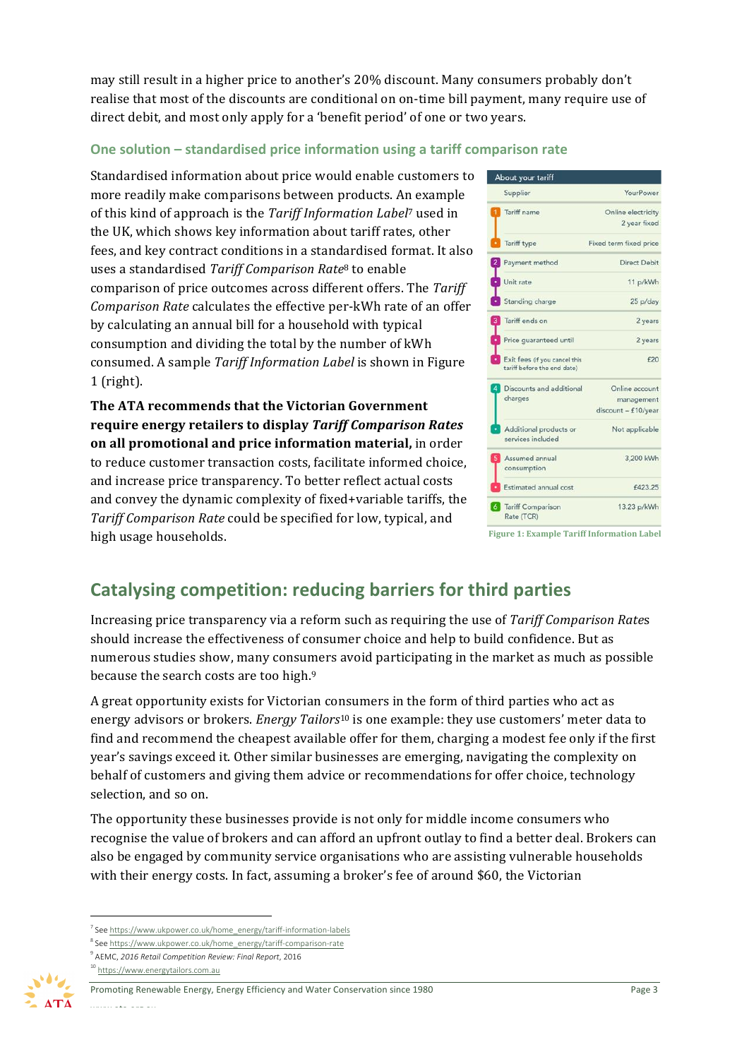may still result in a higher price to another's 20% discount. Many consumers probably don't realise that most of the discounts are conditional on on-time bill payment, many require use of direct debit, and most only apply for a 'benefit period' of one or two years.

### One solution – standardised price information using a tariff comparison rate

Standardised information about price would enable customers to more readily make comparisons between products. An example of this kind of approach is the *Tariff Information Label*[7] used in the UK, which shows key information about tariff rates, other fees, and key contract conditions in a standardised format. It also uses a standardised *Tariff Comparison Rate*[8] to enable comparison of price outcomes across different offers. The *Tariff Comparison Rate* calculates the effective per-kWh rate of an offer by calculating an annual bill for a household with typical consumption and dividing the total by the number of kWh consumed. A sample *Tariff Information Label* is shown in Figure 1 (right).

| About your tariff | |
|---|---|
| Supplier | YourPower |
| 1 Tariff name | Online electricity 2 year fixed |
| Tariff type | Fixed term fixed price |
| 2 Payment method | Direct Debit |
| Unit rate | 11 p/kWh |
| Standing charge | 25 p/day |
| 3 Tariff ends on | 2 years |
| Price guaranteed until | 2 years |
| Exit fees (if you cancel this tariff before the end date) | £20 |
| 4 Discounts and additional charges | Online account management discount – £10/year |
| Additional products or services included | Not applicable |
| 5 Assumed annual consumption | 3,200 kWh |
| Estimated annual cost | £423.25 |
| 6 Tariff Comparison Rate (TCR) | 13.23 p/kWh |

Figure 1: Example Tariff Information Label

**The ATA recommends that the Victorian Government require energy retailers to display *Tariff Comparison Rates* on all promotional and price information material,** in order to reduce customer transaction costs, facilitate informed choice, and increase price transparency. To better reflect actual costs and convey the dynamic complexity of fixed+variable tariffs, the *Tariff Comparison Rate* could be specified for low, typical, and high usage households.

## Catalysing competition: reducing barriers for third parties

Increasing price transparency via a reform such as requiring the use of *Tariff Comparison Rate*s should increase the effectiveness of consumer choice and help to build confidence. But as numerous studies show, many consumers avoid participating in the market as much as possible because the search costs are too high.[9]

A great opportunity exists for Victorian consumers in the form of third parties who act as energy advisors or brokers. *Energy Tailors*[10] is one example: they use customers' meter data to find and recommend the cheapest available offer for them, charging a modest fee only if the first year's savings exceed it. Other similar businesses are emerging, navigating the complexity on behalf of customers and giving them advice or recommendations for offer choice, technology selection, and so on.

The opportunity these businesses provide is not only for middle income consumers who recognise the value of brokers and can afford an upfront outlay to find a better deal. Brokers can also be engaged by community service organisations who are assisting vulnerable households with their energy costs. In fact, assuming a broker's fee of around $60, the Victorian

[7] See https://www.ukpower.co.uk/home_energy/tariff-information-labels

[8] See https://www.ukpower.co.uk/home_energy/tariff-comparison-rate

[9] AEMC, *2016 Retail Competition Review: Final Report*, 2016

[10] https://www.energytailors.com.au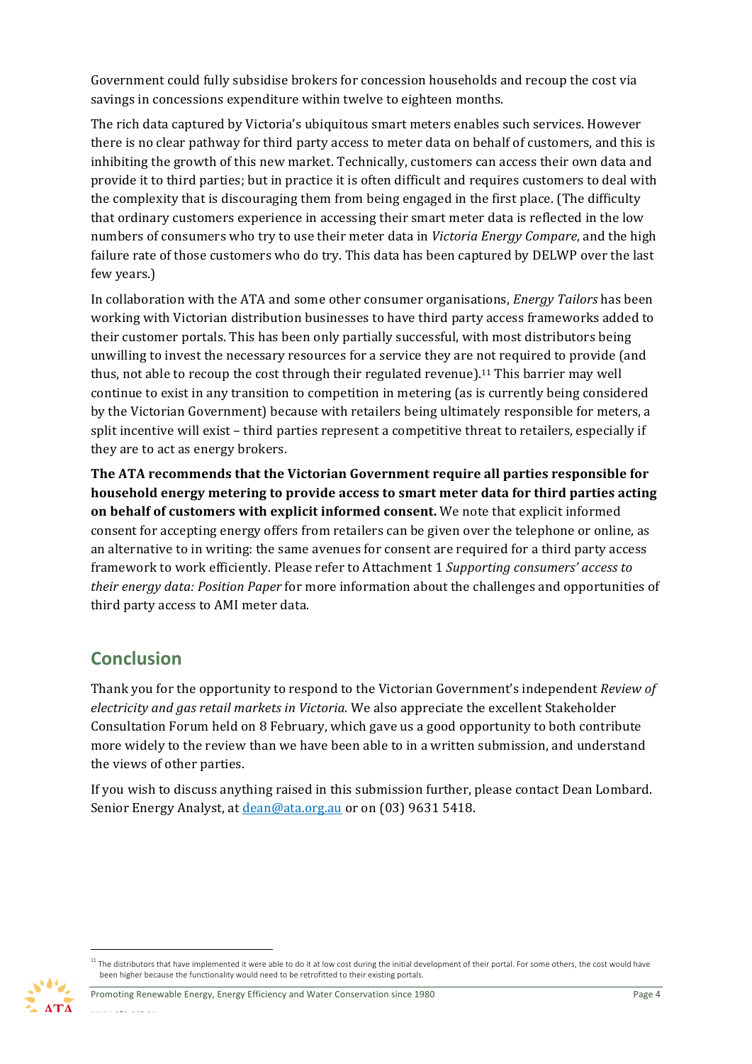Government could fully subsidise brokers for concession households and recoup the cost via savings in concessions expenditure within twelve to eighteen months.

The rich data captured by Victoria's ubiquitous smart meters enables such services. However there is no clear pathway for third party access to meter data on behalf of customers, and this is inhibiting the growth of this new market. Technically, customers can access their own data and provide it to third parties; but in practice it is often difficult and requires customers to deal with the complexity that is discouraging them from being engaged in the first place. (The difficulty that ordinary customers experience in accessing their smart meter data is reflected in the low numbers of consumers who try to use their meter data in *Victoria Energy Compare*, and the high failure rate of those customers who do try. This data has been captured by DELWP over the last few years.)

In collaboration with the ATA and some other consumer organisations, *Energy Tailors* has been working with Victorian distribution businesses to have third party access frameworks added to their customer portals. This has been only partially successful, with most distributors being unwilling to invest the necessary resources for a service they are not required to provide (and thus, not able to recoup the cost through their regulated revenue).[11] This barrier may well continue to exist in any transition to competition in metering (as is currently being considered by the Victorian Government) because with retailers being ultimately responsible for meters, a split incentive will exist – third parties represent a competitive threat to retailers, especially if they are to act as energy brokers.

**The ATA recommends that the Victorian Government require all parties responsible for household energy metering to provide access to smart meter data for third parties acting on behalf of customers with explicit informed consent.** We note that explicit informed consent for accepting energy offers from retailers can be given over the telephone or online, as an alternative to in writing: the same avenues for consent are required for a third party access framework to work efficiently. Please refer to Attachment 1 *Supporting consumers' access to their energy data: Position Paper* for more information about the challenges and opportunities of third party access to AMI meter data.

## Conclusion

Thank you for the opportunity to respond to the Victorian Government's independent *Review of electricity and gas retail markets in Victoria*. We also appreciate the excellent Stakeholder Consultation Forum held on 8 February, which gave us a good opportunity to both contribute more widely to the review than we have been able to in a written submission, and understand the views of other parties.

If you wish to discuss anything raised in this submission further, please contact Dean Lombard. Senior Energy Analyst, at dean@ata.org.au or on (03) 9631 5418.

[11] The distributors that have implemented it were able to do it at low cost during the initial development of their portal. For some others, the cost would have been higher because the functionality would need to be retrofitted to their existing portals.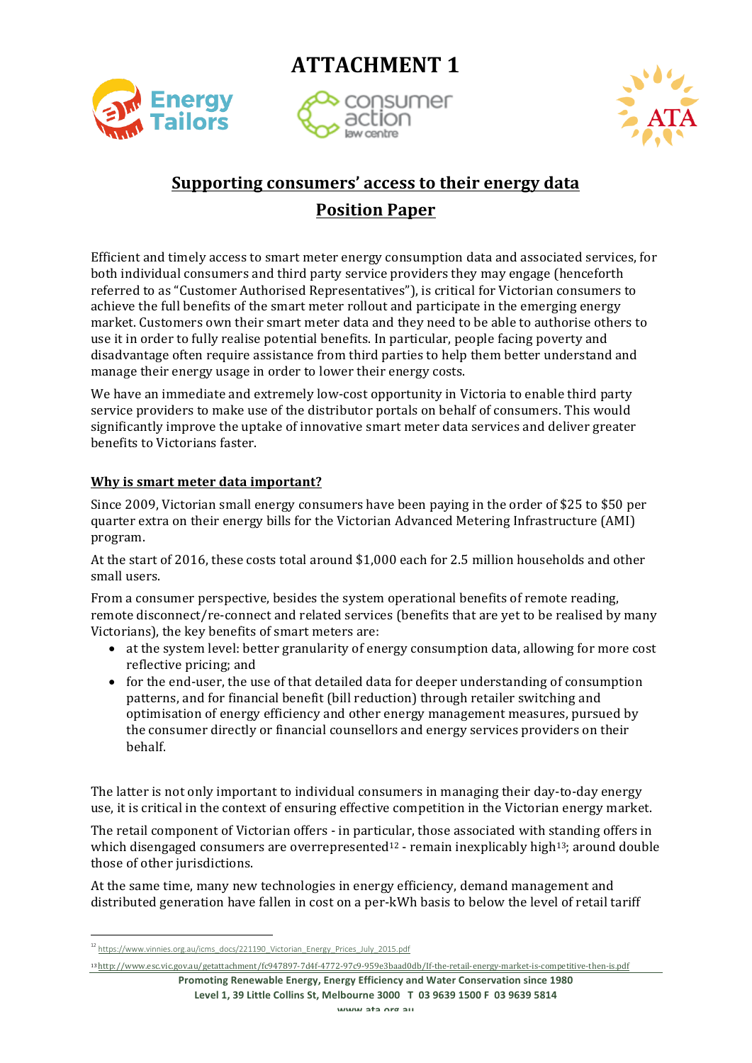# ATTACHMENT 1

## Supporting consumers' access to their energy data

## Position Paper

Efficient and timely access to smart meter energy consumption data and associated services, for both individual consumers and third party service providers they may engage (henceforth referred to as "Customer Authorised Representatives"), is critical for Victorian consumers to achieve the full benefits of the smart meter rollout and participate in the emerging energy market. Customers own their smart meter data and they need to be able to authorise others to use it in order to fully realise potential benefits. In particular, people facing poverty and disadvantage often require assistance from third parties to help them better understand and manage their energy usage in order to lower their energy costs.

We have an immediate and extremely low-cost opportunity in Victoria to enable third party service providers to make use of the distributor portals on behalf of consumers. This would significantly improve the uptake of innovative smart meter data services and deliver greater benefits to Victorians faster.

### Why is smart meter data important?

Since 2009, Victorian small energy consumers have been paying in the order of $25 to $50 per quarter extra on their energy bills for the Victorian Advanced Metering Infrastructure (AMI) program.

At the start of 2016, these costs total around $1,000 each for 2.5 million households and other small users.

From a consumer perspective, besides the system operational benefits of remote reading, remote disconnect/re-connect and related services (benefits that are yet to be realised by many Victorians), the key benefits of smart meters are:

- at the system level: better granularity of energy consumption data, allowing for more cost reflective pricing; and
- for the end-user, the use of that detailed data for deeper understanding of consumption patterns, and for financial benefit (bill reduction) through retailer switching and optimisation of energy efficiency and other energy management measures, pursued by the consumer directly or financial counsellors and energy services providers on their behalf.

The latter is not only important to individual consumers in managing their day-to-day energy use, it is critical in the context of ensuring effective competition in the Victorian energy market.

The retail component of Victorian offers - in particular, those associated with standing offers in which disengaged consumers are overrepresented[12] - remain inexplicably high[13]; around double those of other jurisdictions.

At the same time, many new technologies in energy efficiency, demand management and distributed generation have fallen in cost on a per-kWh basis to below the level of retail tariff

---

[12] https://www.vinnies.org.au/icms_docs/221190_Victorian_Energy_Prices_July_2015.pdf

[13] http://www.esc.vic.gov.au/getattachment/fc947897-7d4f-4772-97c9-959e3baad0db/If-the-retail-energy-market-is-competitive-then-is.pdf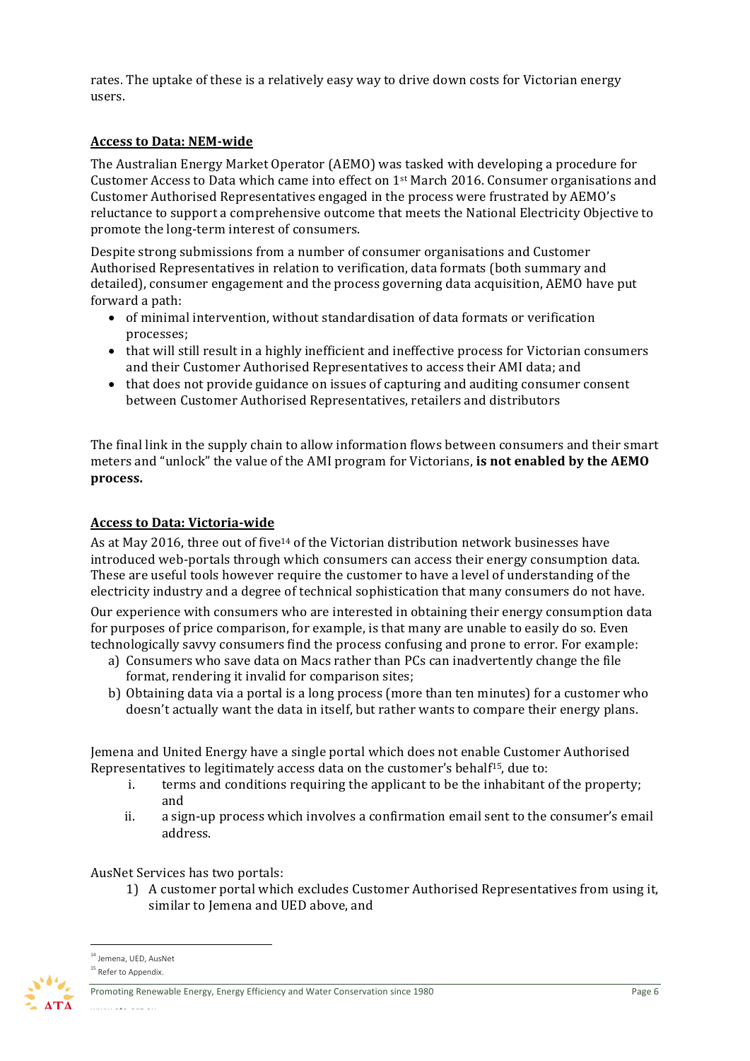rates. The uptake of these is a relatively easy way to drive down costs for Victorian energy users.

## Access to Data: NEM-wide

The Australian Energy Market Operator (AEMO) was tasked with developing a procedure for Customer Access to Data which came into effect on 1st March 2016. Consumer organisations and Customer Authorised Representatives engaged in the process were frustrated by AEMO's reluctance to support a comprehensive outcome that meets the National Electricity Objective to promote the long-term interest of consumers.

Despite strong submissions from a number of consumer organisations and Customer Authorised Representatives in relation to verification, data formats (both summary and detailed), consumer engagement and the process governing data acquisition, AEMO have put forward a path:

- of minimal intervention, without standardisation of data formats or verification processes;
- that will still result in a highly inefficient and ineffective process for Victorian consumers and their Customer Authorised Representatives to access their AMI data; and
- that does not provide guidance on issues of capturing and auditing consumer consent between Customer Authorised Representatives, retailers and distributors

The final link in the supply chain to allow information flows between consumers and their smart meters and "unlock" the value of the AMI program for Victorians, **is not enabled by the AEMO process.**

## Access to Data: Victoria-wide

As at May 2016, three out of five[14] of the Victorian distribution network businesses have introduced web-portals through which consumers can access their energy consumption data. These are useful tools however require the customer to have a level of understanding of the electricity industry and a degree of technical sophistication that many consumers do not have.

Our experience with consumers who are interested in obtaining their energy consumption data for purposes of price comparison, for example, is that many are unable to easily do so. Even technologically savvy consumers find the process confusing and prone to error. For example:

a) Consumers who save data on Macs rather than PCs can inadvertently change the file format, rendering it invalid for comparison sites;
b) Obtaining data via a portal is a long process (more than ten minutes) for a customer who doesn't actually want the data in itself, but rather wants to compare their energy plans.

Jemena and United Energy have a single portal which does not enable Customer Authorised Representatives to legitimately access data on the customer's behalf[15], due to:

i. terms and conditions requiring the applicant to be the inhabitant of the property; and
ii. a sign-up process which involves a confirmation email sent to the consumer's email address.

AusNet Services has two portals:

1) A customer portal which excludes Customer Authorised Representatives from using it, similar to Jemena and UED above, and

---

[14] Jemena, UED, AusNet

[15] Refer to Appendix.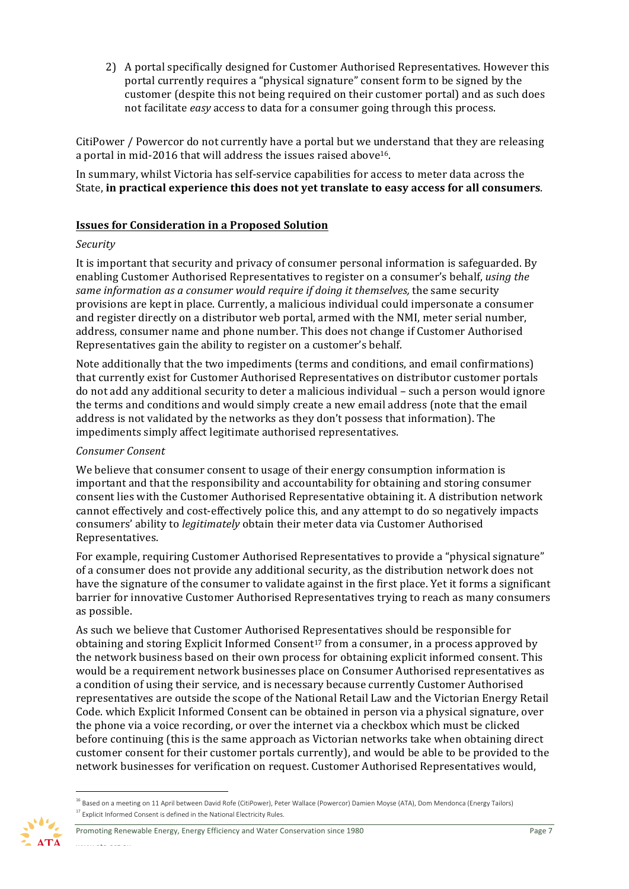2) A portal specifically designed for Customer Authorised Representatives. However this portal currently requires a "physical signature" consent form to be signed by the customer (despite this not being required on their customer portal) and as such does not facilitate *easy* access to data for a consumer going through this process.

CitiPower / Powercor do not currently have a portal but we understand that they are releasing a portal in mid-2016 that will address the issues raised above[16].

In summary, whilst Victoria has self-service capabilities for access to meter data across the State, **in practical experience this does not yet translate to easy access for all consumers**.

## Issues for Consideration in a Proposed Solution

*Security*

It is important that security and privacy of consumer personal information is safeguarded. By enabling Customer Authorised Representatives to register on a consumer's behalf, *using the same information as a consumer would require if doing it themselves,* the same security provisions are kept in place. Currently, a malicious individual could impersonate a consumer and register directly on a distributor web portal, armed with the NMI, meter serial number, address, consumer name and phone number. This does not change if Customer Authorised Representatives gain the ability to register on a customer's behalf.

Note additionally that the two impediments (terms and conditions, and email confirmations) that currently exist for Customer Authorised Representatives on distributor customer portals do not add any additional security to deter a malicious individual – such a person would ignore the terms and conditions and would simply create a new email address (note that the email address is not validated by the networks as they don't possess that information). The impediments simply affect legitimate authorised representatives.

*Consumer Consent*

We believe that consumer consent to usage of their energy consumption information is important and that the responsibility and accountability for obtaining and storing consumer consent lies with the Customer Authorised Representative obtaining it. A distribution network cannot effectively and cost-effectively police this, and any attempt to do so negatively impacts consumers' ability to *legitimately* obtain their meter data via Customer Authorised Representatives.

For example, requiring Customer Authorised Representatives to provide a "physical signature" of a consumer does not provide any additional security, as the distribution network does not have the signature of the consumer to validate against in the first place. Yet it forms a significant barrier for innovative Customer Authorised Representatives trying to reach as many consumers as possible.

As such we believe that Customer Authorised Representatives should be responsible for obtaining and storing Explicit Informed Consent[17] from a consumer, in a process approved by the network business based on their own process for obtaining explicit informed consent. This would be a requirement network businesses place on Consumer Authorised representatives as a condition of using their service, and is necessary because currently Customer Authorised representatives are outside the scope of the National Retail Law and the Victorian Energy Retail Code. which Explicit Informed Consent can be obtained in person via a physical signature, over the phone via a voice recording, or over the internet via a checkbox which must be clicked before continuing (this is the same approach as Victorian networks take when obtaining direct customer consent for their customer portals currently), and would be able to be provided to the network businesses for verification on request. Customer Authorised Representatives would,

[16] Based on a meeting on 11 April between David Rofe (CitiPower), Peter Wallace (Powercor) Damien Moyse (ATA), Dom Mendonca (Energy Tailors)

[17] Explicit Informed Consent is defined in the National Electricity Rules.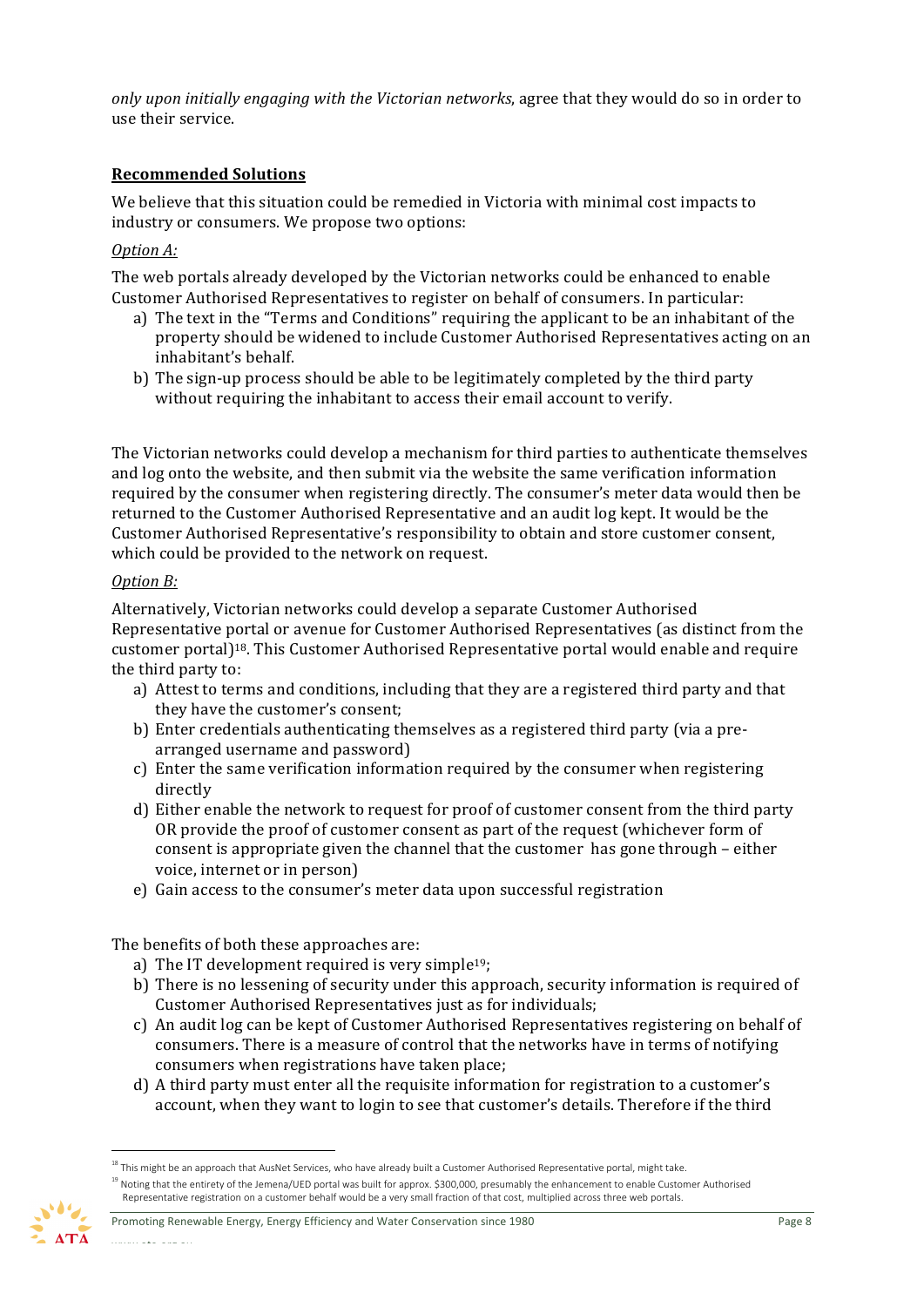*only upon initially engaging with the Victorian networks*, agree that they would do so in order to use their service.

**Recommended Solutions**

We believe that this situation could be remedied in Victoria with minimal cost impacts to industry or consumers. We propose two options:

*Option A:*

The web portals already developed by the Victorian networks could be enhanced to enable Customer Authorised Representatives to register on behalf of consumers. In particular:

a) The text in the "Terms and Conditions" requiring the applicant to be an inhabitant of the property should be widened to include Customer Authorised Representatives acting on an inhabitant's behalf.
b) The sign-up process should be able to be legitimately completed by the third party without requiring the inhabitant to access their email account to verify.

The Victorian networks could develop a mechanism for third parties to authenticate themselves and log onto the website, and then submit via the website the same verification information required by the consumer when registering directly. The consumer's meter data would then be returned to the Customer Authorised Representative and an audit log kept. It would be the Customer Authorised Representative's responsibility to obtain and store customer consent, which could be provided to the network on request.

*Option B:*

Alternatively, Victorian networks could develop a separate Customer Authorised Representative portal or avenue for Customer Authorised Representatives (as distinct from the customer portal)[18]. This Customer Authorised Representative portal would enable and require the third party to:

a) Attest to terms and conditions, including that they are a registered third party and that they have the customer's consent;
b) Enter credentials authenticating themselves as a registered third party (via a pre-arranged username and password)
c) Enter the same verification information required by the consumer when registering directly
d) Either enable the network to request for proof of customer consent from the third party OR provide the proof of customer consent as part of the request (whichever form of consent is appropriate given the channel that the customer has gone through – either voice, internet or in person)
e) Gain access to the consumer's meter data upon successful registration

The benefits of both these approaches are:

a) The IT development required is very simple[19];
b) There is no lessening of security under this approach, security information is required of Customer Authorised Representatives just as for individuals;
c) An audit log can be kept of Customer Authorised Representatives registering on behalf of consumers. There is a measure of control that the networks have in terms of notifying consumers when registrations have taken place;
d) A third party must enter all the requisite information for registration to a customer's account, when they want to login to see that customer's details. Therefore if the third

[18] This might be an approach that AusNet Services, who have already built a Customer Authorised Representative portal, might take.

[19] Noting that the entirety of the Jemena/UED portal was built for approx. $300,000, presumably the enhancement to enable Customer Authorised Representative registration on a customer behalf would be a very small fraction of that cost, multiplied across three web portals.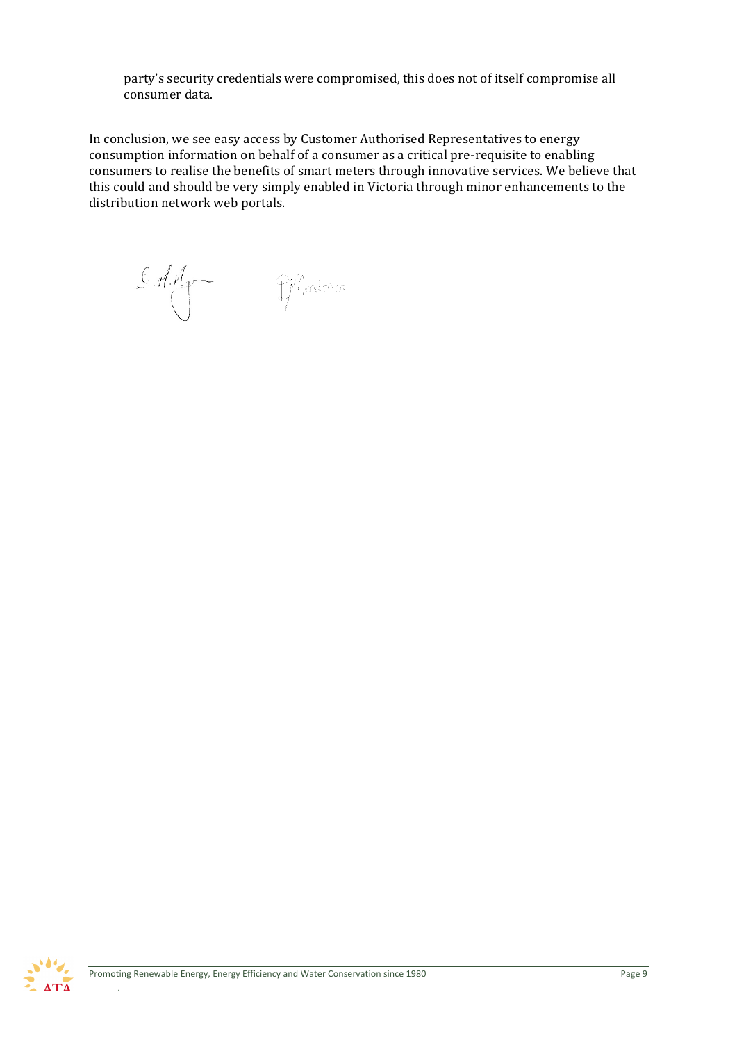party's security credentials were compromised, this does not of itself compromise all consumer data.

In conclusion, we see easy access by Customer Authorised Representatives to energy consumption information on behalf of a consumer as a critical pre-requisite to enabling consumers to realise the benefits of smart meters through innovative services. We believe that this could and should be very simply enabled in Victoria through minor enhancements to the distribution network web portals.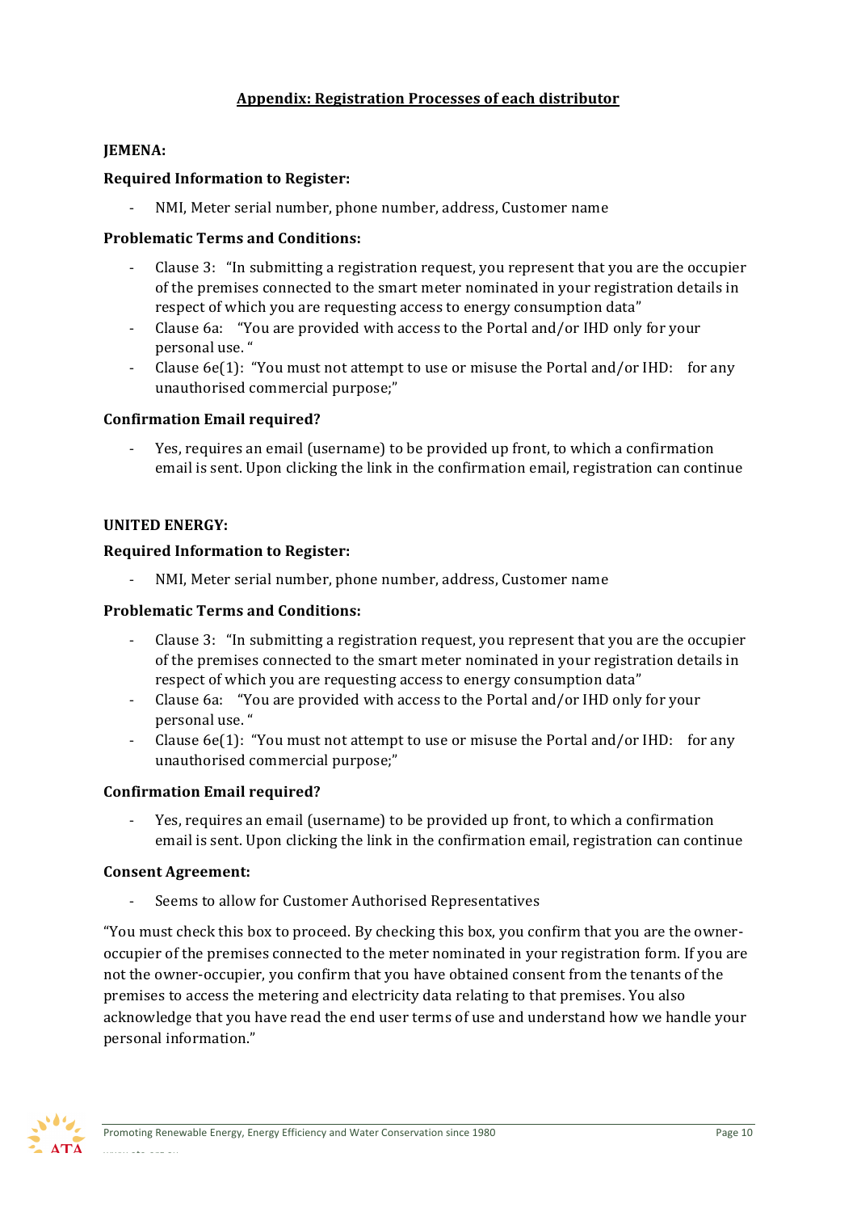## Appendix: Registration Processes of each distributor

**JEMENA:**

**Required Information to Register:**

- NMI, Meter serial number, phone number, address, Customer name

**Problematic Terms and Conditions:**

- Clause 3: "In submitting a registration request, you represent that you are the occupier of the premises connected to the smart meter nominated in your registration details in respect of which you are requesting access to energy consumption data"
- Clause 6a: "You are provided with access to the Portal and/or IHD only for your personal use. "
- Clause 6e(1): "You must not attempt to use or misuse the Portal and/or IHD: for any unauthorised commercial purpose;"

**Confirmation Email required?**

- Yes, requires an email (username) to be provided up front, to which a confirmation email is sent. Upon clicking the link in the confirmation email, registration can continue

**UNITED ENERGY:**

**Required Information to Register:**

- NMI, Meter serial number, phone number, address, Customer name

**Problematic Terms and Conditions:**

- Clause 3: "In submitting a registration request, you represent that you are the occupier of the premises connected to the smart meter nominated in your registration details in respect of which you are requesting access to energy consumption data"
- Clause 6a: "You are provided with access to the Portal and/or IHD only for your personal use. "
- Clause 6e(1): "You must not attempt to use or misuse the Portal and/or IHD: for any unauthorised commercial purpose;"

**Confirmation Email required?**

- Yes, requires an email (username) to be provided up front, to which a confirmation email is sent. Upon clicking the link in the confirmation email, registration can continue

**Consent Agreement:**

- Seems to allow for Customer Authorised Representatives

"You must check this box to proceed. By checking this box, you confirm that you are the owner-occupier of the premises connected to the meter nominated in your registration form. If you are not the owner-occupier, you confirm that you have obtained consent from the tenants of the premises to access the metering and electricity data relating to that premises. You also acknowledge that you have read the end user terms of use and understand how we handle your personal information."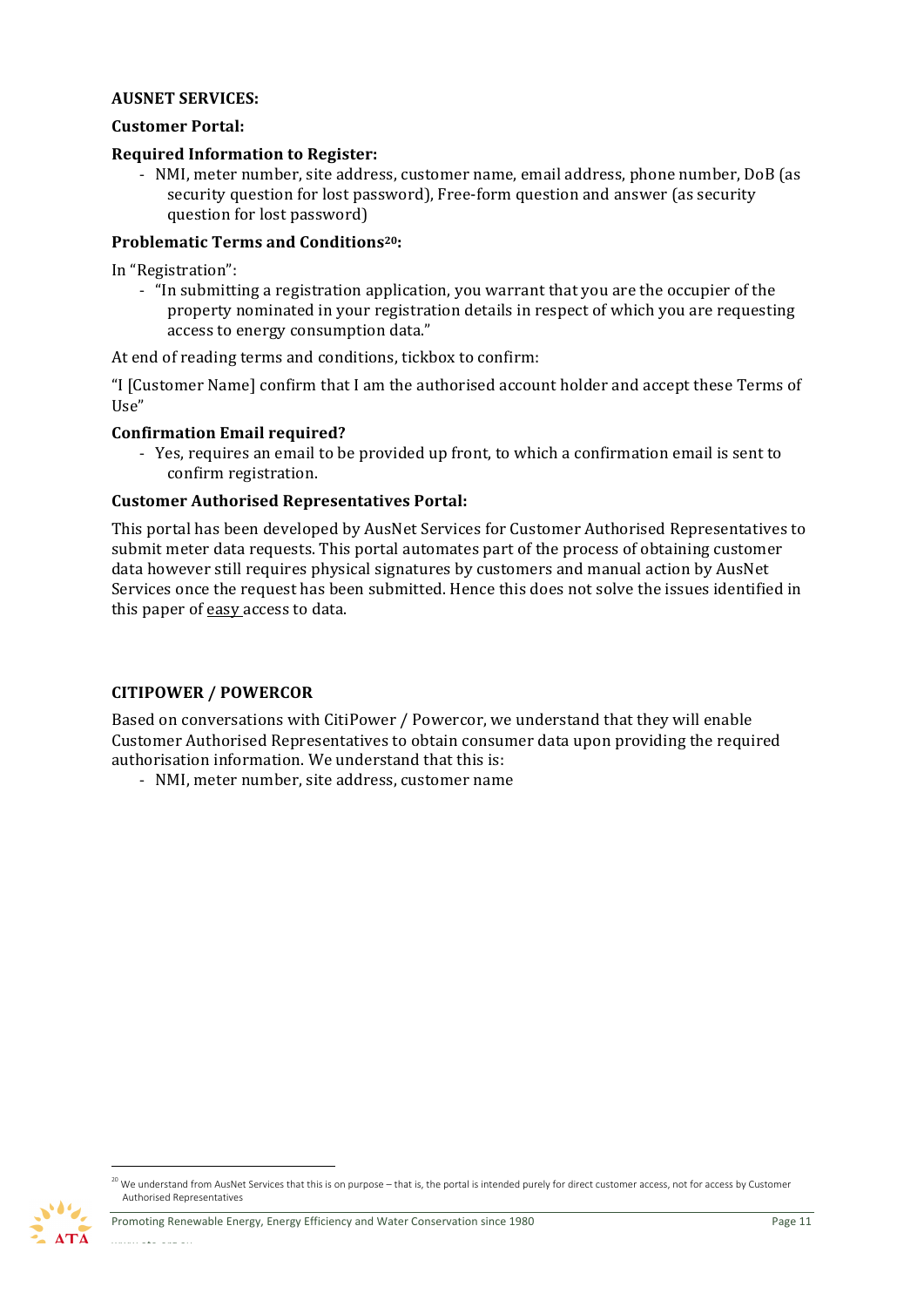**AUSNET SERVICES:**

**Customer Portal:**

**Required Information to Register:**

- NMI, meter number, site address, customer name, email address, phone number, DoB (as security question for lost password), Free-form question and answer (as security question for lost password)

**Problematic Terms and Conditions[20]:**

In "Registration":

- "In submitting a registration application, you warrant that you are the occupier of the property nominated in your registration details in respect of which you are requesting access to energy consumption data."

At end of reading terms and conditions, tickbox to confirm:

"I [Customer Name] confirm that I am the authorised account holder and accept these Terms of Use"

**Confirmation Email required?**

- Yes, requires an email to be provided up front, to which a confirmation email is sent to confirm registration.

**Customer Authorised Representatives Portal:**

This portal has been developed by AusNet Services for Customer Authorised Representatives to submit meter data requests. This portal automates part of the process of obtaining customer data however still requires physical signatures by customers and manual action by AusNet Services once the request has been submitted. Hence this does not solve the issues identified in this paper of easy access to data.

**CITIPOWER / POWERCOR**

Based on conversations with CitiPower / Powercor, we understand that they will enable Customer Authorised Representatives to obtain consumer data upon providing the required authorisation information. We understand that this is:

- NMI, meter number, site address, customer name

[20] We understand from AusNet Services that this is on purpose – that is, the portal is intended purely for direct customer access, not for access by Customer Authorised Representatives